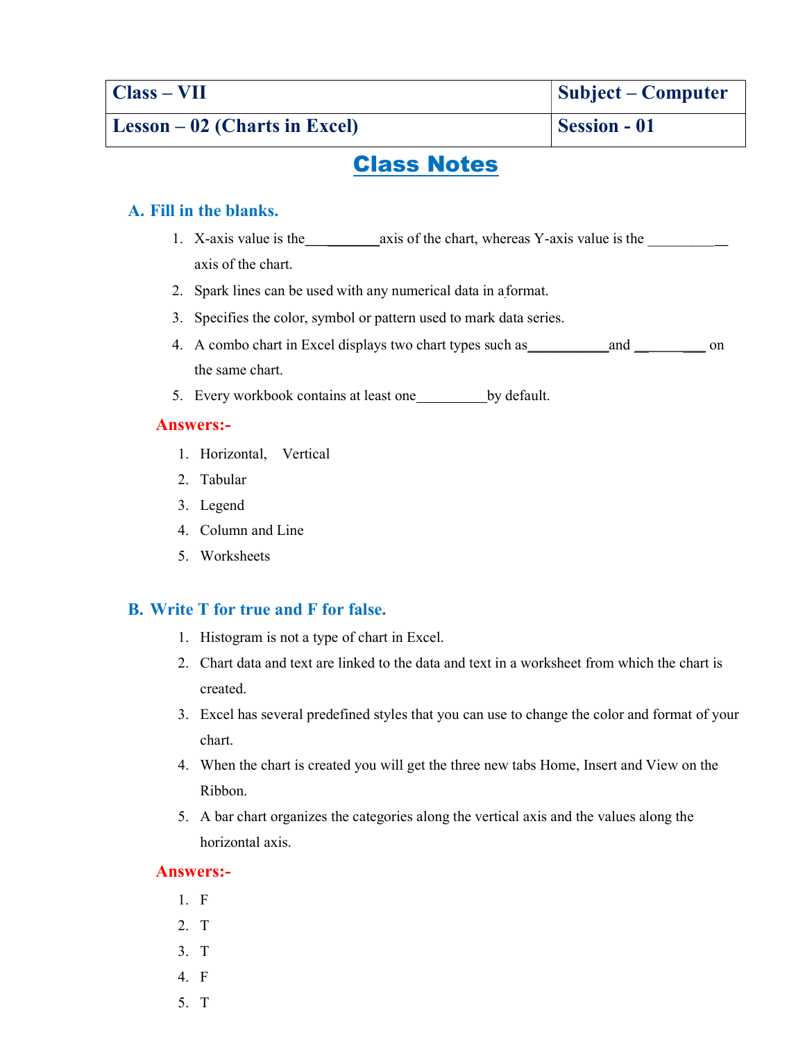| Class – VII | Subject – Computer |
|---|---|
| Lesson – 02 (Charts in Excel) | Session - 01 |

# Class Notes

## A. Fill in the blanks.

1. X-axis value is the__________axis of the chart, whereas Y-axis value is the __________ axis of the chart.
2. Spark lines can be used with any numerical data in a format.
3. Specifies the color, symbol or pattern used to mark data series.
4. A combo chart in Excel displays two chart types such as__________and __________ on the same chart.
5. Every workbook contains at least one__________by default.

**Answers:-**

1. Horizontal, Vertical
2. Tabular
3. Legend
4. Column and Line
5. Worksheets

## B. Write T for true and F for false.

1. Histogram is not a type of chart in Excel.
2. Chart data and text are linked to the data and text in a worksheet from which the chart is created.
3. Excel has several predefined styles that you can use to change the color and format of your chart.
4. When the chart is created you will get the three new tabs Home, Insert and View on the Ribbon.
5. A bar chart organizes the categories along the vertical axis and the values along the horizontal axis.

**Answers:-**

1. F
2. T
3. T
4. F
5. T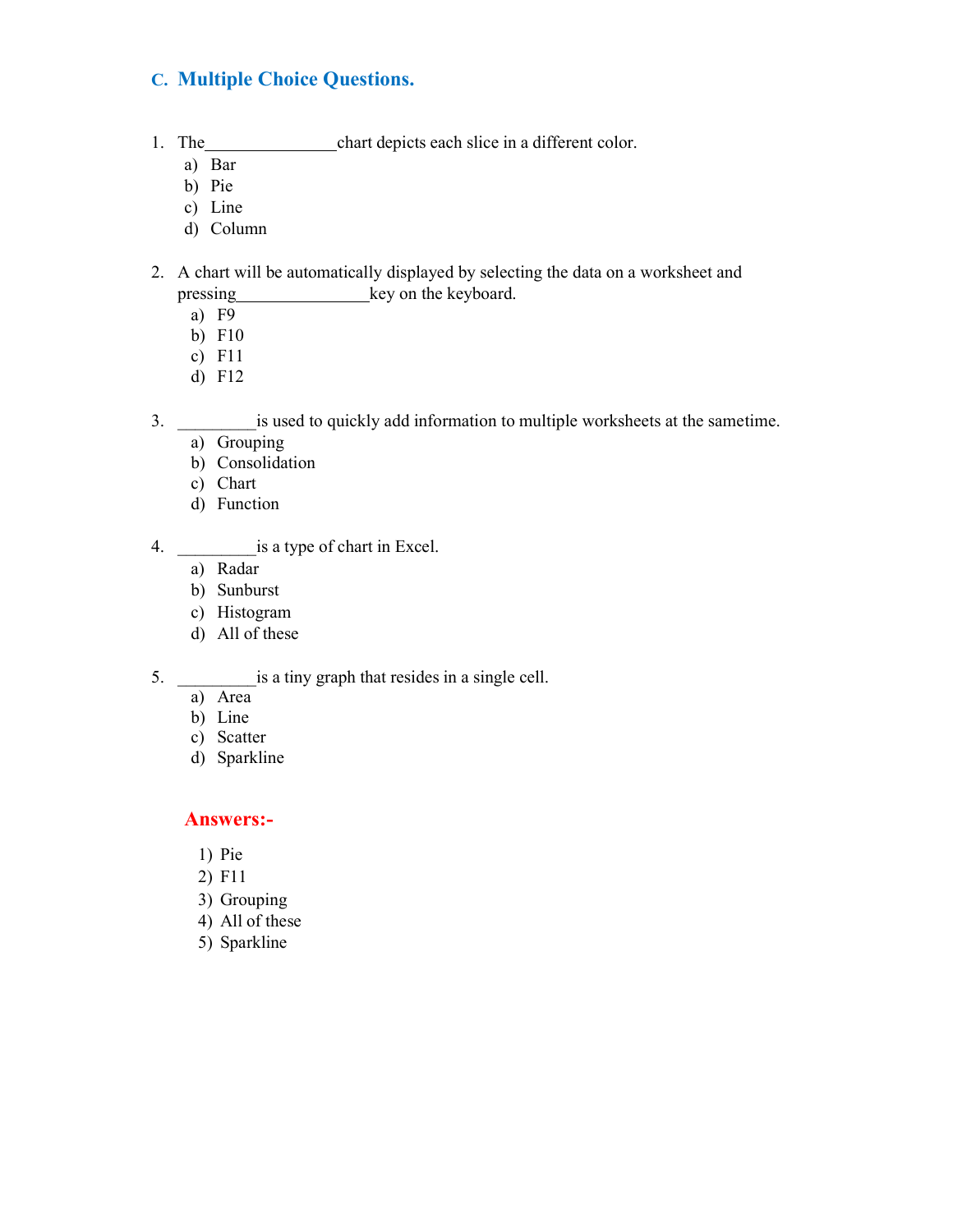## C. Multiple Choice Questions.

1. The_______________chart depicts each slice in a different color.
   a) Bar
   b) Pie
   c) Line
   d) Column

2. A chart will be automatically displayed by selecting the data on a worksheet and pressing_______________key on the keyboard.
   a) F9
   b) F10
   c) F11
   d) F12

3. _________is used to quickly add information to multiple worksheets at the sametime.
   a) Grouping
   b) Consolidation
   c) Chart
   d) Function

4. _________is a type of chart in Excel.
   a) Radar
   b) Sunburst
   c) Histogram
   d) All of these

5. _________is a tiny graph that resides in a single cell.
   a) Area
   b) Line
   c) Scatter
   d) Sparkline

**Answers:-**

1) Pie
2) F11
3) Grouping
4) All of these
5) Sparkline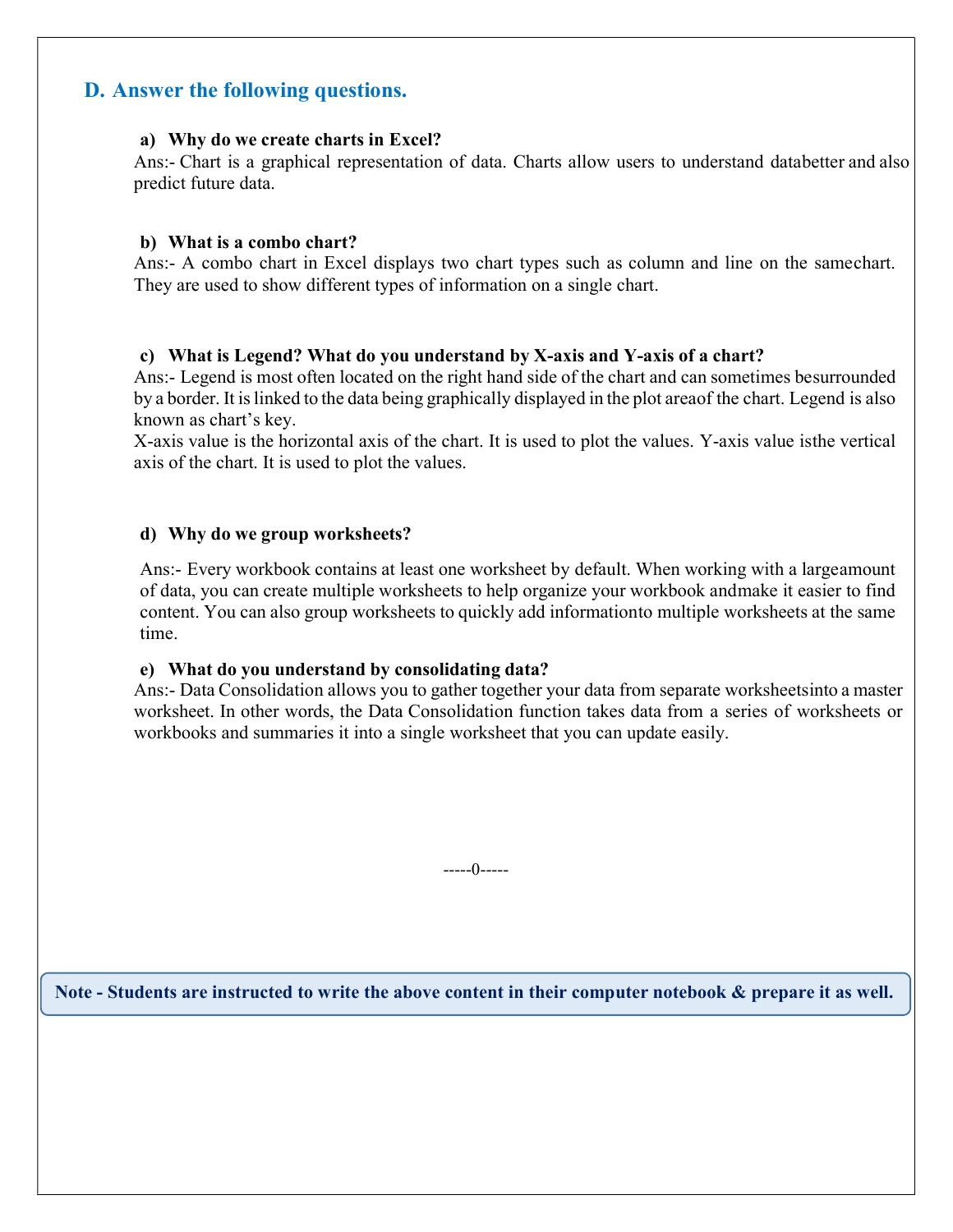## D. Answer the following questions.

**a) Why do we create charts in Excel?**

Ans:- Chart is a graphical representation of data. Charts allow users to understand databetter and also predict future data.

**b) What is a combo chart?**

Ans:- A combo chart in Excel displays two chart types such as column and line on the samechart. They are used to show different types of information on a single chart.

**c) What is Legend? What do you understand by X-axis and Y-axis of a chart?**

Ans:- Legend is most often located on the right hand side of the chart and can sometimes besurrounded by a border. It is linked to the data being graphically displayed in the plot areaof the chart. Legend is also known as chart's key.

X-axis value is the horizontal axis of the chart. It is used to plot the values. Y-axis value isthe vertical axis of the chart. It is used to plot the values.

**d) Why do we group worksheets?**

Ans:- Every workbook contains at least one worksheet by default. When working with a largeamount of data, you can create multiple worksheets to help organize your workbook andmake it easier to find content. You can also group worksheets to quickly add informationto multiple worksheets at the same time.

**e) What do you understand by consolidating data?**

Ans:- Data Consolidation allows you to gather together your data from separate worksheetsinto a master worksheet. In other words, the Data Consolidation function takes data from a series of worksheets or workbooks and summaries it into a single worksheet that you can update easily.

-----0-----

**Note - Students are instructed to write the above content in their computer notebook & prepare it as well.**